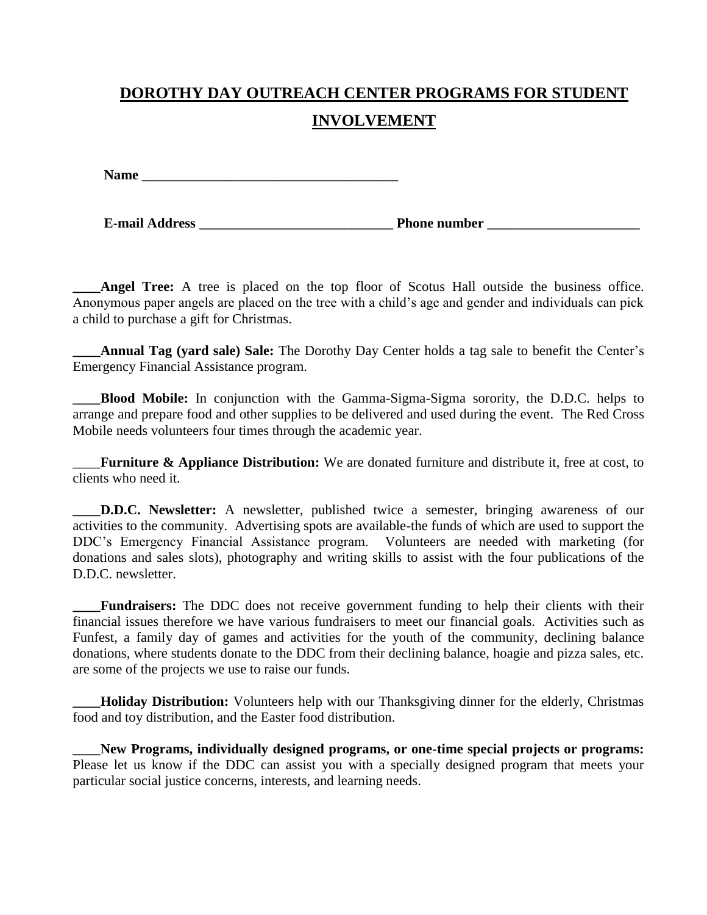# DOROTHY DAY OUTREACH CENTER PROGRAMS FOR STUDENT INVOLVEMENT

**Name** ______________________________________

**E-mail Address** ____________________________ **Phone number** ______________________

____**Angel Tree:** A tree is placed on the top floor of Scotus Hall outside the business office. Anonymous paper angels are placed on the tree with a child's age and gender and individuals can pick a child to purchase a gift for Christmas.

____**Annual Tag (yard sale) Sale:** The Dorothy Day Center holds a tag sale to benefit the Center's Emergency Financial Assistance program.

____**Blood Mobile:** In conjunction with the Gamma-Sigma-Sigma sorority, the D.D.C. helps to arrange and prepare food and other supplies to be delivered and used during the event. The Red Cross Mobile needs volunteers four times through the academic year.

____**Furniture & Appliance Distribution:** We are donated furniture and distribute it, free at cost, to clients who need it.

____**D.D.C. Newsletter:** A newsletter, published twice a semester, bringing awareness of our activities to the community. Advertising spots are available-the funds of which are used to support the DDC's Emergency Financial Assistance program. Volunteers are needed with marketing (for donations and sales slots), photography and writing skills to assist with the four publications of the D.D.C. newsletter.

____**Fundraisers:** The DDC does not receive government funding to help their clients with their financial issues therefore we have various fundraisers to meet our financial goals. Activities such as Funfest, a family day of games and activities for the youth of the community, declining balance donations, where students donate to the DDC from their declining balance, hoagie and pizza sales, etc. are some of the projects we use to raise our funds.

____**Holiday Distribution:** Volunteers help with our Thanksgiving dinner for the elderly, Christmas food and toy distribution, and the Easter food distribution.

____**New Programs, individually designed programs, or one-time special projects or programs:** Please let us know if the DDC can assist you with a specially designed program that meets your particular social justice concerns, interests, and learning needs.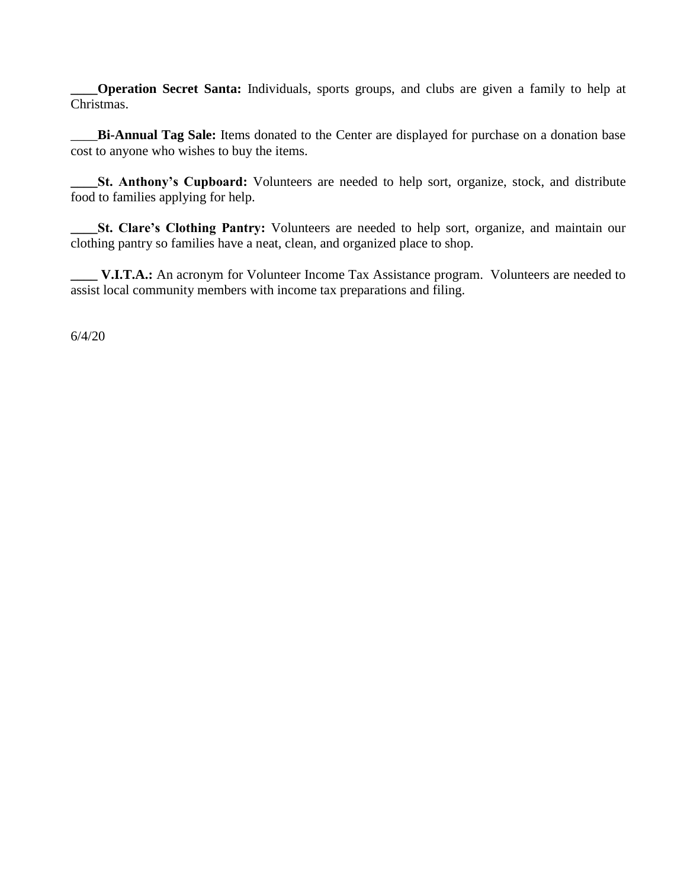**____Operation Secret Santa:** Individuals, sports groups, and clubs are given a family to help at Christmas.

____**Bi-Annual Tag Sale:** Items donated to the Center are displayed for purchase on a donation base cost to anyone who wishes to buy the items.

**____St. Anthony's Cupboard:** Volunteers are needed to help sort, organize, stock, and distribute food to families applying for help.

**____St. Clare's Clothing Pantry:** Volunteers are needed to help sort, organize, and maintain our clothing pantry so families have a neat, clean, and organized place to shop.

**____ V.I.T.A.:** An acronym for Volunteer Income Tax Assistance program. Volunteers are needed to assist local community members with income tax preparations and filing.

6/4/20